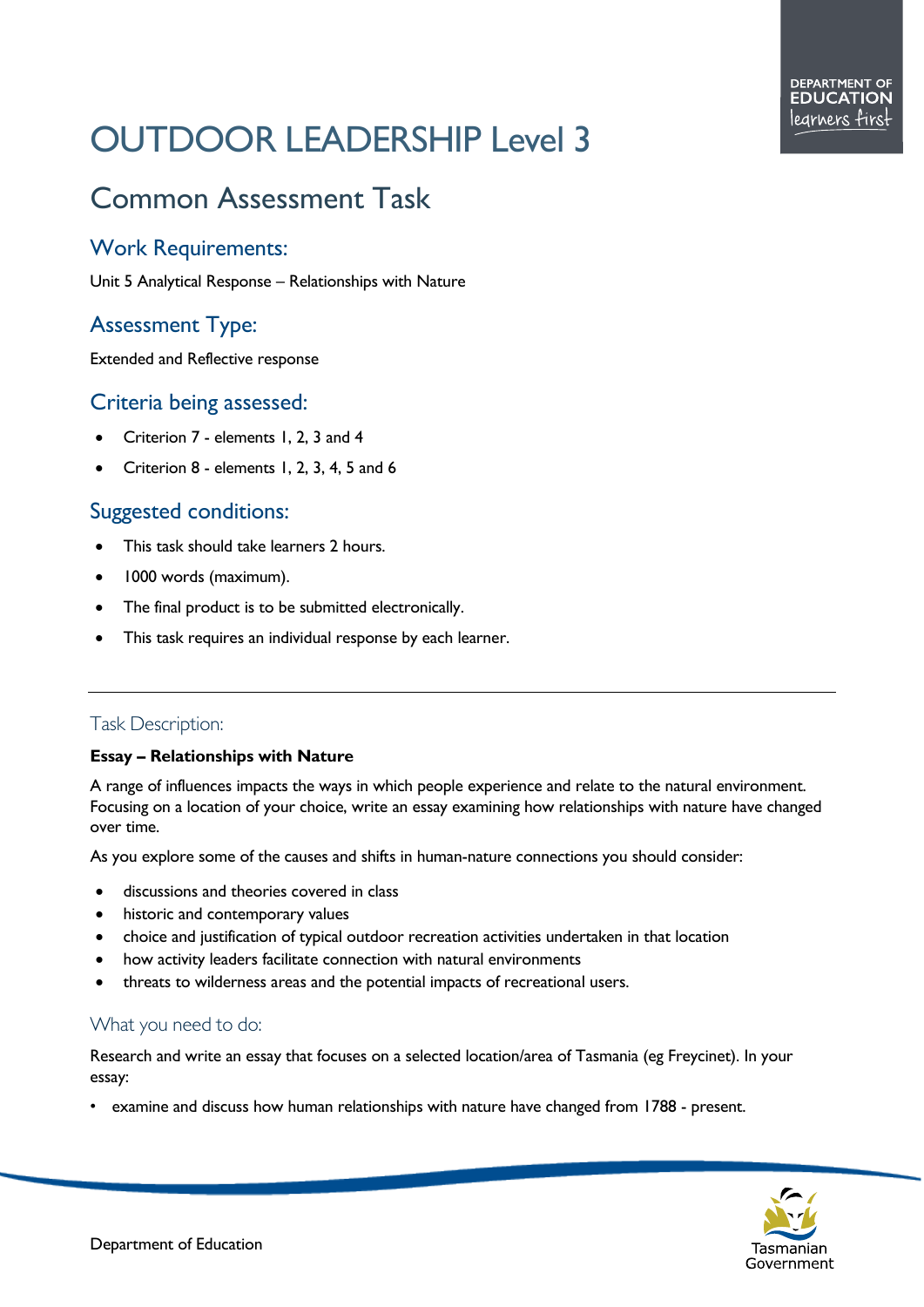# OUTDOOR LEADERSHIP Level 3

## Common Assessment Task

### Work Requirements:

Unit 5 Analytical Response – Relationships with Nature

### Assessment Type:

Extended and Reflective response

### Criteria being assessed:

- Criterion 7 - elements 1, 2, 3 and 4
- Criterion 8 - elements 1, 2, 3, 4, 5 and 6

### Suggested conditions:

- This task should take learners 2 hours.
- 1000 words (maximum).
- The final product is to be submitted electronically.
- This task requires an individual response by each learner.

---

### Task Description:

**Essay – Relationships with Nature**

A range of influences impacts the ways in which people experience and relate to the natural environment. Focusing on a location of your choice, write an essay examining how relationships with nature have changed over time.

As you explore some of the causes and shifts in human-nature connections you should consider:

- discussions and theories covered in class
- historic and contemporary values
- choice and justification of typical outdoor recreation activities undertaken in that location
- how activity leaders facilitate connection with natural environments
- threats to wilderness areas and the potential impacts of recreational users.

### What you need to do:

Research and write an essay that focuses on a selected location/area of Tasmania (eg Freycinet). In your essay:

- examine and discuss how human relationships with nature have changed from 1788 - present.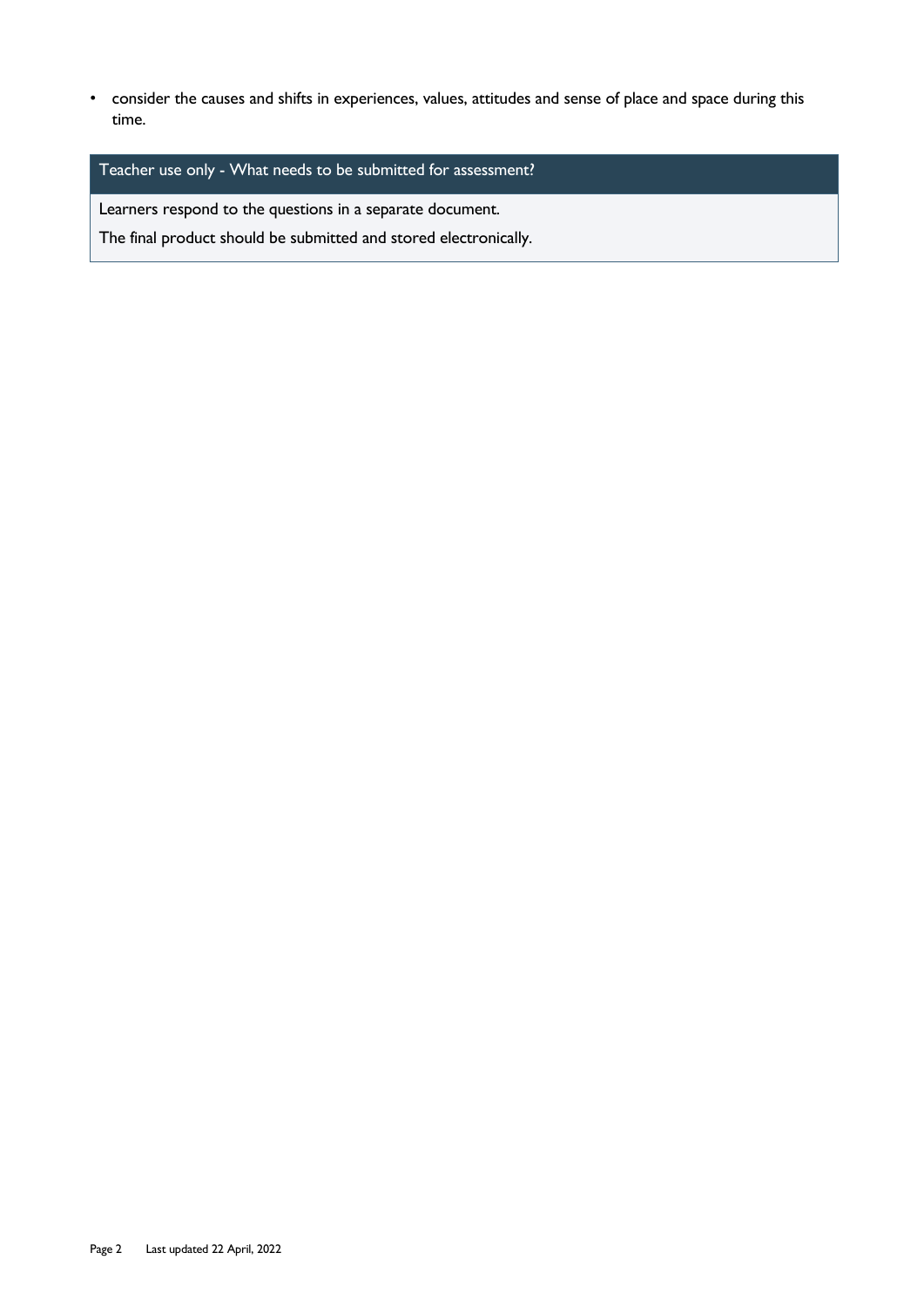- consider the causes and shifts in experiences, values, attitudes and sense of place and space during this time.

| Teacher use only - What needs to be submitted for assessment? |
| --- |
| Learners respond to the questions in a separate document.<br>The final product should be submitted and stored electronically. |